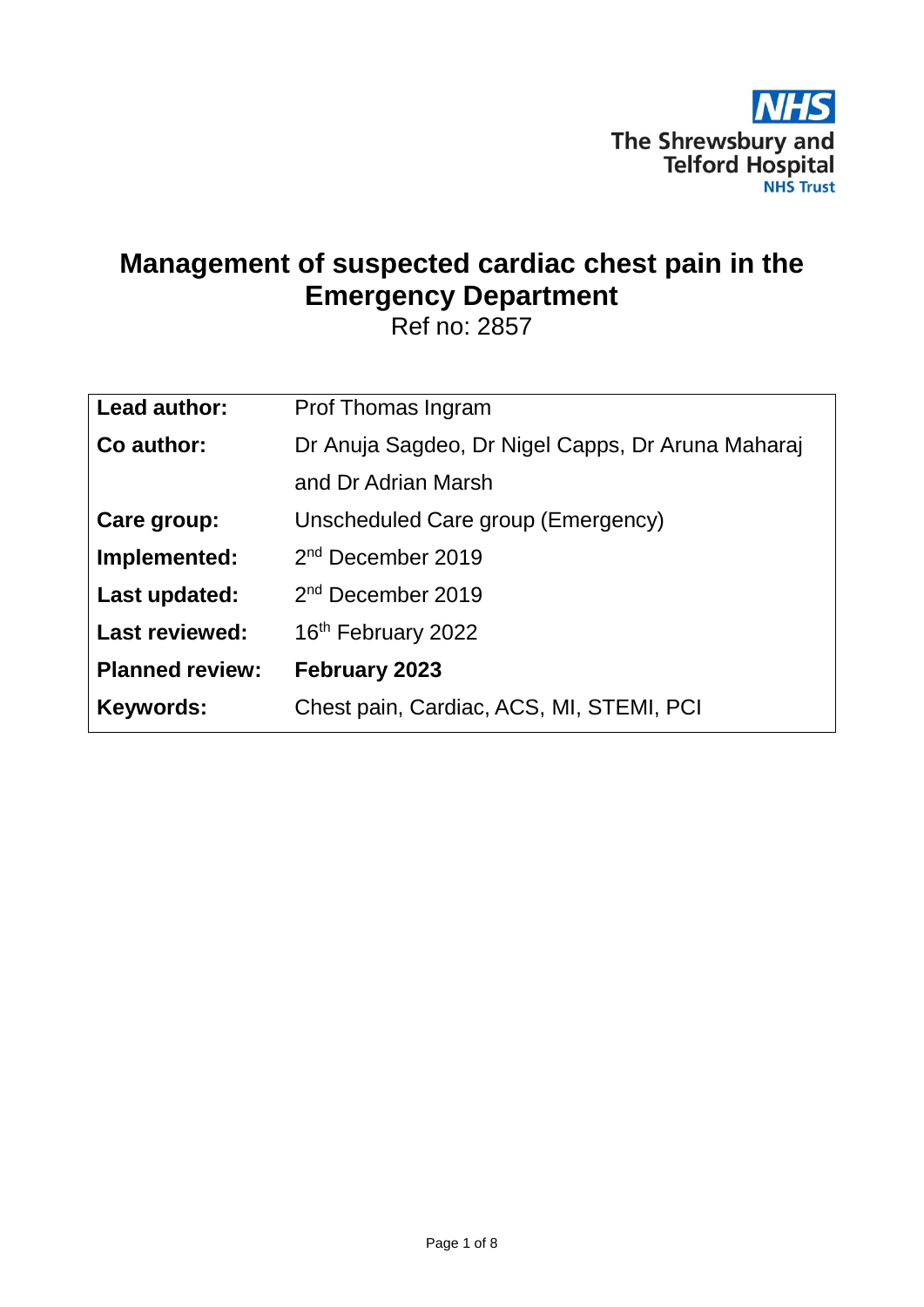The Shrewsbury and Telford Hospital NHS Trust

# Management of suspected cardiac chest pain in the Emergency Department

Ref no: 2857

| | |
|---|---|
| **Lead author:** | Prof Thomas Ingram |
| **Co author:** | Dr Anuja Sagdeo, Dr Nigel Capps, Dr Aruna Maharaj and Dr Adrian Marsh |
| **Care group:** | Unscheduled Care group (Emergency) |
| **Implemented:** | 2nd December 2019 |
| **Last updated:** | 2nd December 2019 |
| **Last reviewed:** | 16th February 2022 |
| **Planned review:** | **February 2023** |
| **Keywords:** | Chest pain, Cardiac, ACS, MI, STEMI, PCI |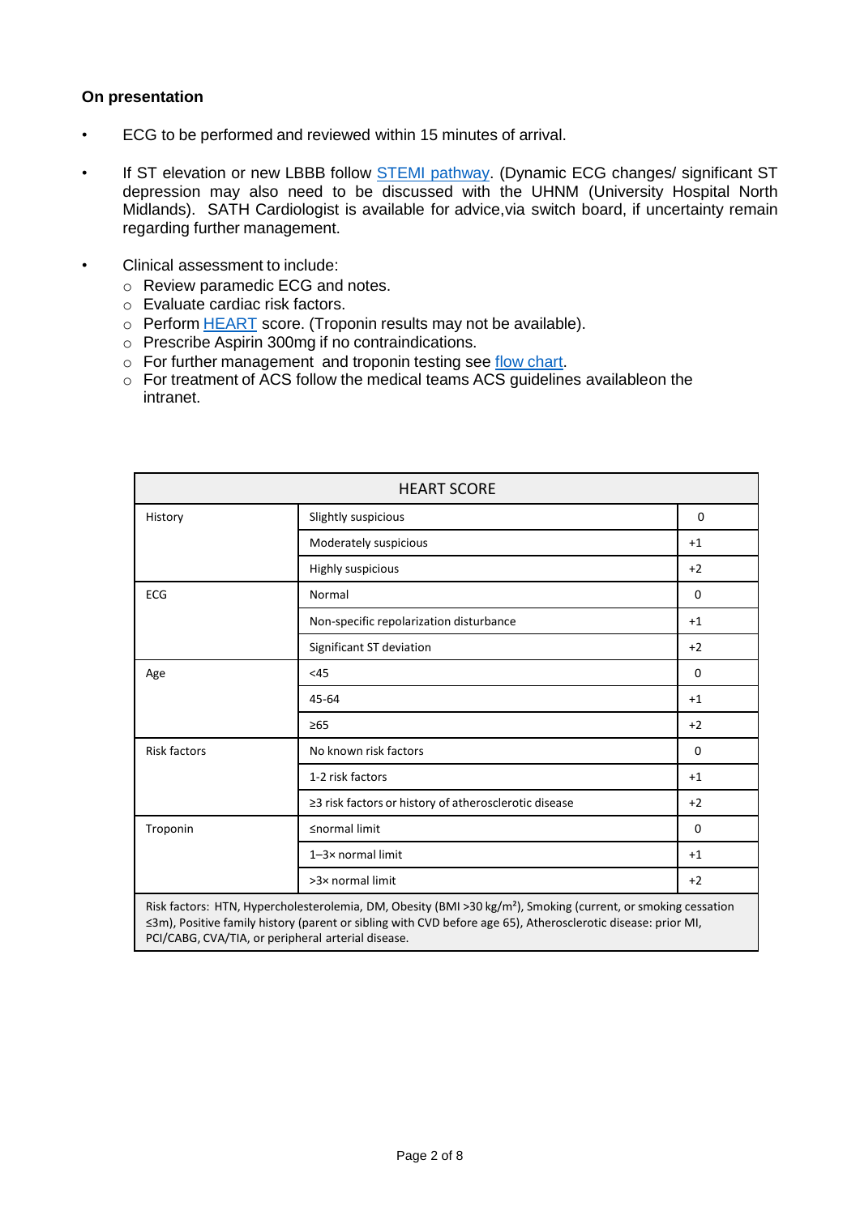**On presentation**

- ECG to be performed and reviewed within 15 minutes of arrival.
- If ST elevation or new LBBB follow STEMI pathway. (Dynamic ECG changes/ significant ST depression may also need to be discussed with the UHNM (University Hospital North Midlands). SATH Cardiologist is available for advice,via switch board, if uncertainty remain regarding further management.
- Clinical assessment to include:
  - Review paramedic ECG and notes.
  - Evaluate cardiac risk factors.
  - Perform HEART score. (Troponin results may not be available).
  - Prescribe Aspirin 300mg if no contraindications.
  - For further management and troponin testing see flow chart.
  - For treatment of ACS follow the medical teams ACS guidelines availableon the intranet.

| HEART SCORE | | |
|---|---|---|
| History | Slightly suspicious | 0 |
| | Moderately suspicious | +1 |
| | Highly suspicious | +2 |
| ECG | Normal | 0 |
| | Non-specific repolarization disturbance | +1 |
| | Significant ST deviation | +2 |
| Age | <45 | 0 |
| | 45-64 | +1 |
| | ≥65 | +2 |
| Risk factors | No known risk factors | 0 |
| | 1-2 risk factors | +1 |
| | ≥3 risk factors or history of atherosclerotic disease | +2 |
| Troponin | ≤normal limit | 0 |
| | 1–3× normal limit | +1 |
| | >3× normal limit | +2 |

Risk factors: HTN, Hypercholesterolemia, DM, Obesity (BMI >30 kg/m²), Smoking (current, or smoking cessation ≤3m), Positive family history (parent or sibling with CVD before age 65), Atherosclerotic disease: prior MI, PCI/CABG, CVA/TIA, or peripheral arterial disease.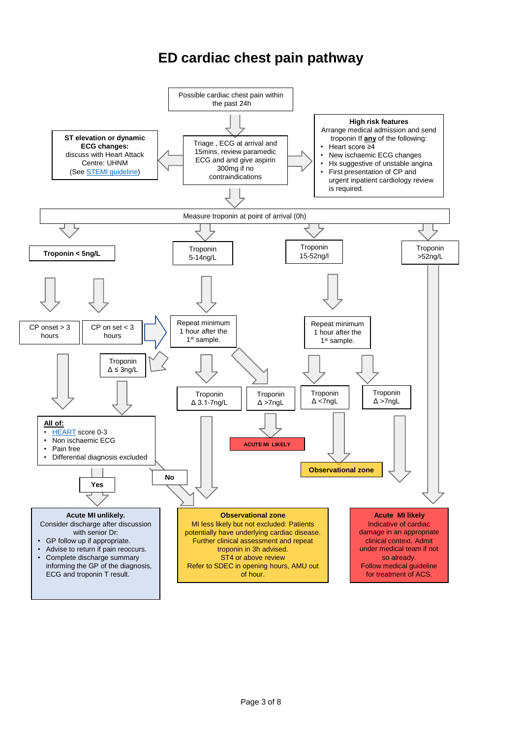# ED cardiac chest pain pathway

Possible cardiac chest pain within the past 24h

Triage , ECG at arrival and 15mins, review paramedic ECG and give aspirin 300mg if no contraindications

**ST elevation or dynamic ECG changes:**
discuss with Heart Attack Centre: UHNM
(See STEMI guideline)

**High risk features**
Arrange medical admission and send troponin If **any** of the following:

- Heart score ≥4
- New ischaemic ECG changes
- Hx suggestive of unstable angina
- First presentation of CP and urgent inpatient cardiology review is required.

Measure troponin at point of arrival (0h)

**Troponin < 5ng/L**

- CP onset > 3 hours
- CP on set < 3 hours
  - Troponin Δ ≤ 3ng/L

**All of:**

- HEART score 0-3
- Non ischaemic ECG
- Pain free
- Differential diagnosis excluded

Yes → Acute MI unlikely
No → Observational zone

CP on set < 3 hours → Repeat minimum 1 hour after the 1st sample.

Troponin 5-14ng/L

Repeat minimum 1 hour after the 1st sample.

- Troponin Δ 3.1-7ng/L → Observational zone
- Troponin Δ >7ngL → ACUTE MI LIKELY

Troponin 15-52ng/l

Repeat minimum 1 hour after the 1st sample.

- Troponin Δ <7ngL → Observational zone
- Troponin Δ >7ngL → Acute MI likely

Troponin >52ng/L → Acute MI likely

**Acute MI unlikely.**
Consider discharge after discussion with senior Dr:

- GP follow up if appropriate.
- Advise to return if pain reoccurs.
- Complete discharge summary informing the GP of the diagnosis, ECG and troponin T result.

**Observational zone**
MI less likely but not excluded: Patients potentially have underlying cardiac disease. Further clinical assessment and repeat troponin in 3h advised.
ST4 or above review
Refer to SDEC in opening hours, AMU out of hour.

**Acute MI likely**
Indicative of cardiac damage in an appropriate clinical context. Admit under medical team if not so already.
Follow medical guideline for treatment of ACS.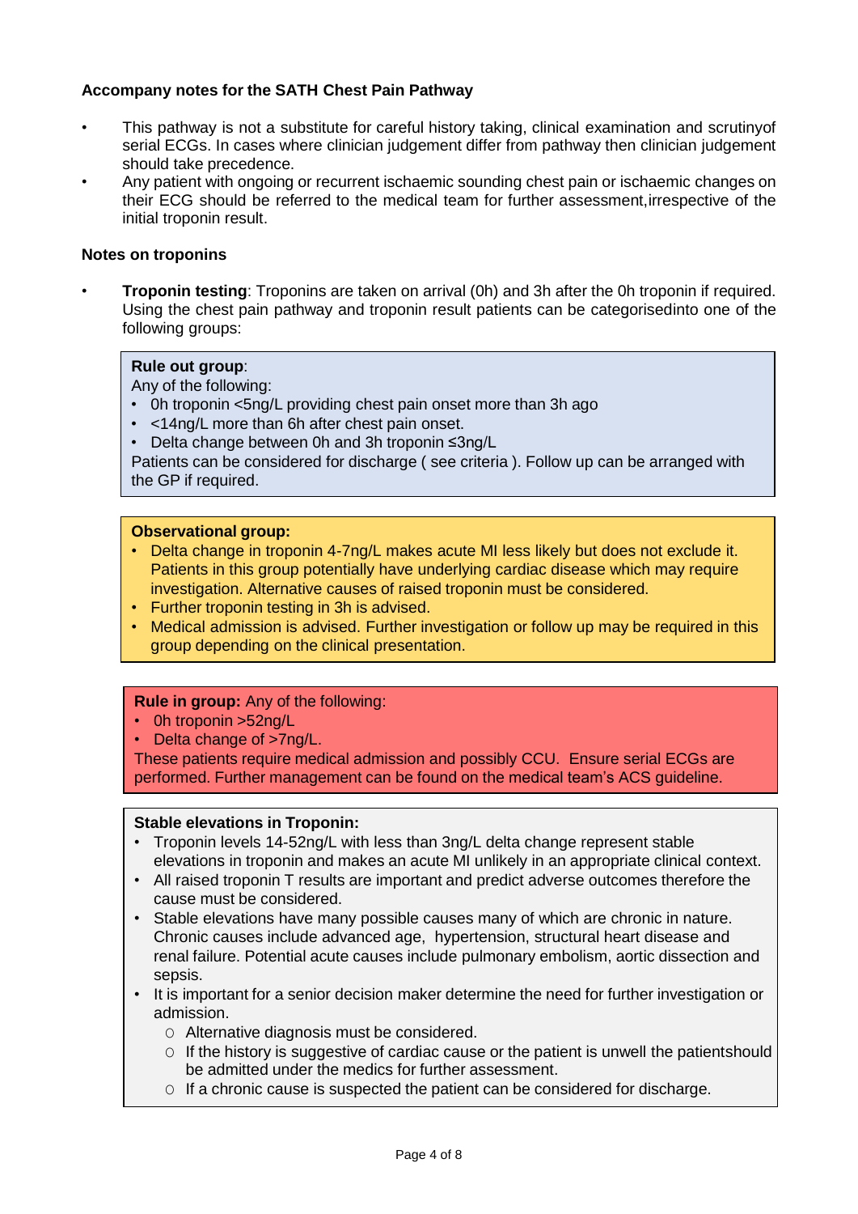**Accompany notes for the SATH Chest Pain Pathway**

- This pathway is not a substitute for careful history taking, clinical examination and scrutinyof serial ECGs. In cases where clinician judgement differ from pathway then clinician judgement should take precedence.
- Any patient with ongoing or recurrent ischaemic sounding chest pain or ischaemic changes on their ECG should be referred to the medical team for further assessment,irrespective of the initial troponin result.

**Notes on troponins**

- **Troponin testing**: Troponins are taken on arrival (0h) and 3h after the 0h troponin if required. Using the chest pain pathway and troponin result patients can be categorisedinto one of the following groups:

**Rule out group**:
Any of the following:
- 0h troponin <5ng/L providing chest pain onset more than 3h ago
- <14ng/L more than 6h after chest pain onset.
- Delta change between 0h and 3h troponin ≤3ng/L

Patients can be considered for discharge ( see criteria ). Follow up can be arranged with the GP if required.

**Observational group:**
- Delta change in troponin 4-7ng/L makes acute MI less likely but does not exclude it. Patients in this group potentially have underlying cardiac disease which may require investigation. Alternative causes of raised troponin must be considered.
- Further troponin testing in 3h is advised.
- Medical admission is advised. Further investigation or follow up may be required in this group depending on the clinical presentation.

**Rule in group:** Any of the following:
- 0h troponin >52ng/L
- Delta change of >7ng/L.

These patients require medical admission and possibly CCU. Ensure serial ECGs are performed. Further management can be found on the medical team's ACS guideline.

**Stable elevations in Troponin:**
- Troponin levels 14-52ng/L with less than 3ng/L delta change represent stable elevations in troponin and makes an acute MI unlikely in an appropriate clinical context.
- All raised troponin T results are important and predict adverse outcomes therefore the cause must be considered.
- Stable elevations have many possible causes many of which are chronic in nature. Chronic causes include advanced age, hypertension, structural heart disease and renal failure. Potential acute causes include pulmonary embolism, aortic dissection and sepsis.
- It is important for a senior decision maker determine the need for further investigation or admission.
  - Alternative diagnosis must be considered.
  - If the history is suggestive of cardiac cause or the patient is unwell the patientshould be admitted under the medics for further assessment.
  - If a chronic cause is suspected the patient can be considered for discharge.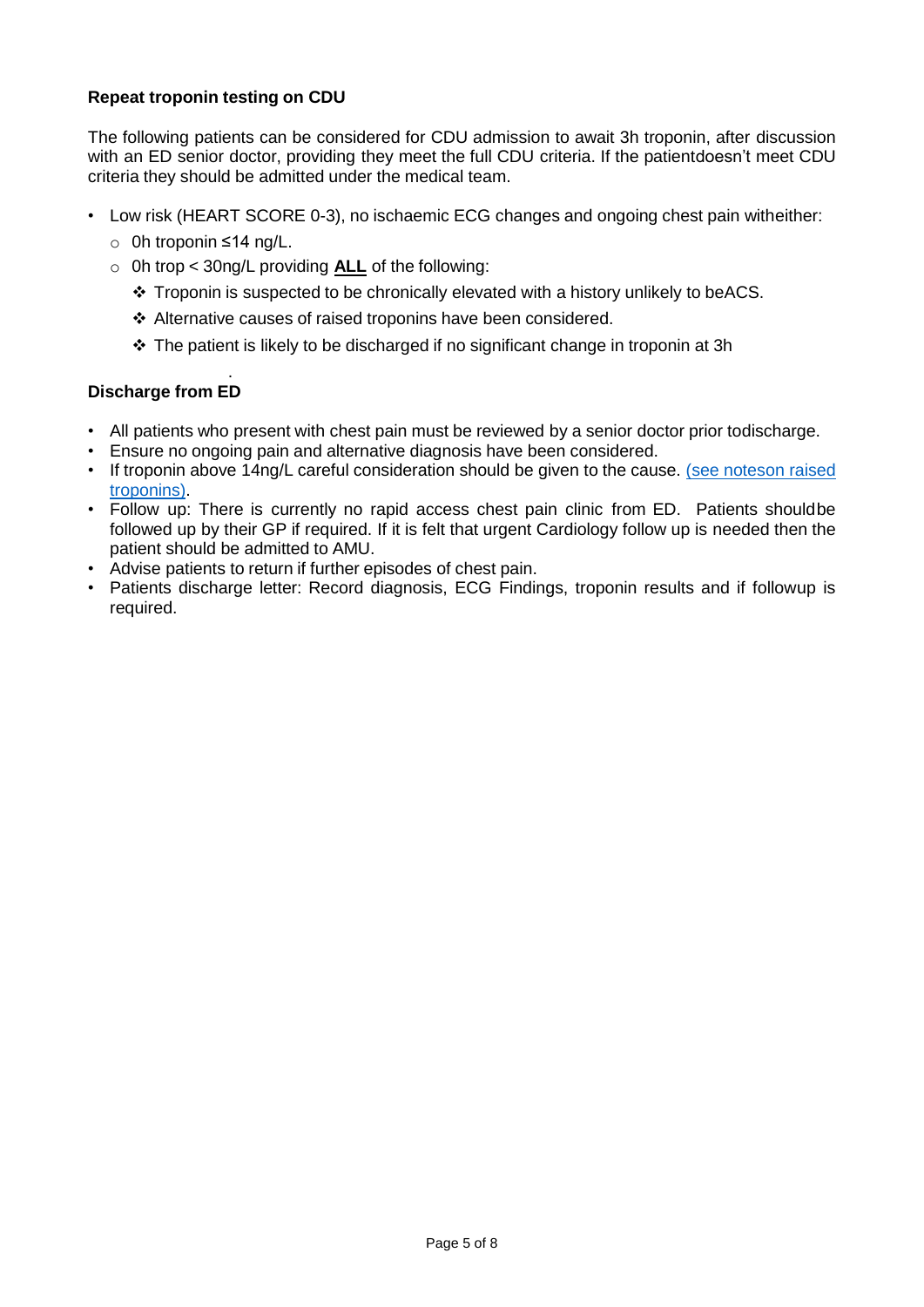**Repeat troponin testing on CDU**

The following patients can be considered for CDU admission to await 3h troponin, after discussion with an ED senior doctor, providing they meet the full CDU criteria. If the patientdoesn't meet CDU criteria they should be admitted under the medical team.

- Low risk (HEART SCORE 0-3), no ischaemic ECG changes and ongoing chest pain witheither:
  - 0h troponin ≤14 ng/L.
  - 0h trop < 30ng/L providing **ALL** of the following:
    - ❖ Troponin is suspected to be chronically elevated with a history unlikely to beACS.
    - ❖ Alternative causes of raised troponins have been considered.
    - ❖ The patient is likely to be discharged if no significant change in troponin at 3h

**Discharge from ED**

- All patients who present with chest pain must be reviewed by a senior doctor prior todischarge.
- Ensure no ongoing pain and alternative diagnosis have been considered.
- If troponin above 14ng/L careful consideration should be given to the cause. (see noteson raised troponins).
- Follow up: There is currently no rapid access chest pain clinic from ED. Patients shouldbe followed up by their GP if required. If it is felt that urgent Cardiology follow up is needed then the patient should be admitted to AMU.
- Advise patients to return if further episodes of chest pain.
- Patients discharge letter: Record diagnosis, ECG Findings, troponin results and if followup is required.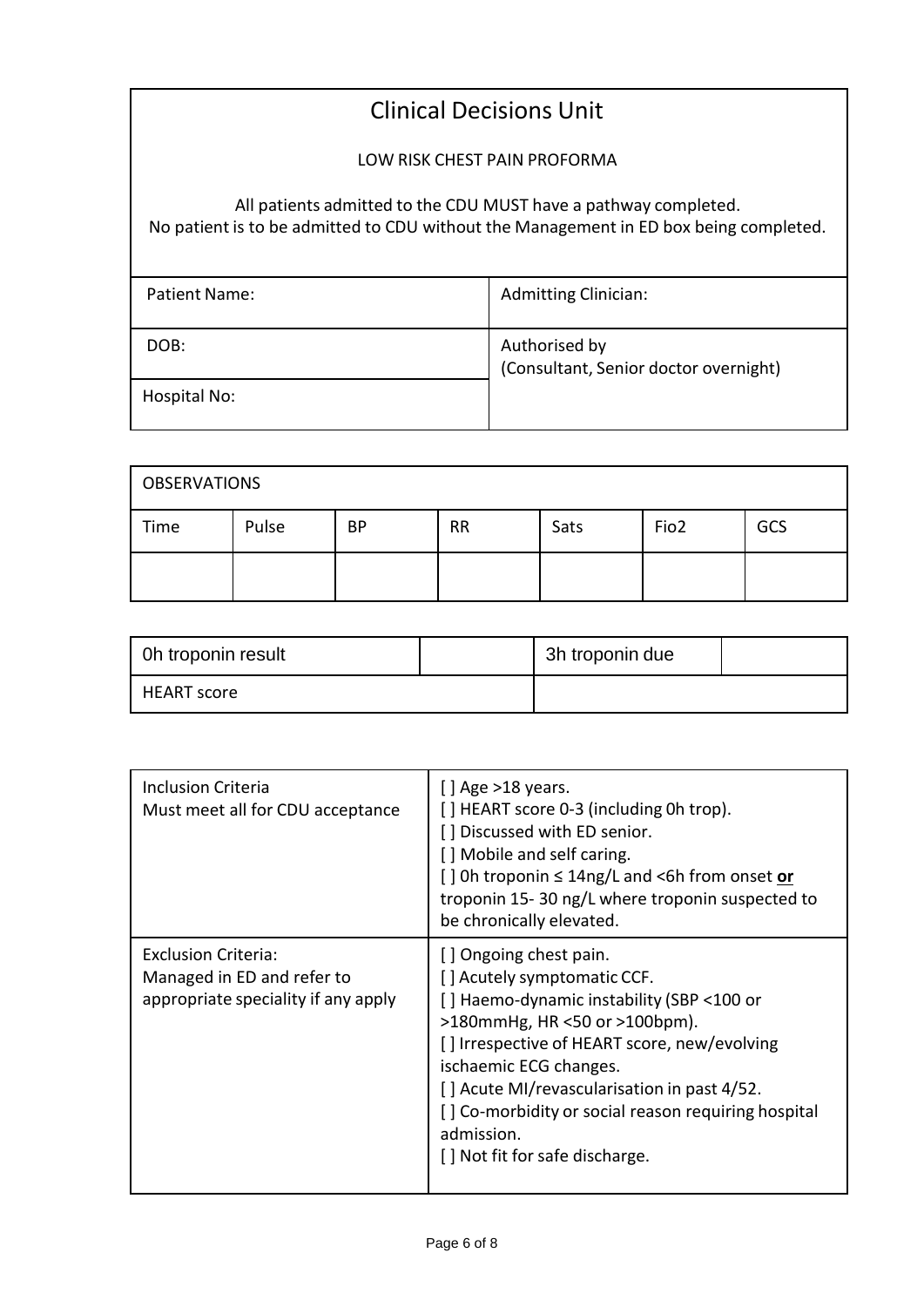# Clinical Decisions Unit

LOW RISK CHEST PAIN PROFORMA

All patients admitted to the CDU MUST have a pathway completed.
No patient is to be admitted to CDU without the Management in ED box being completed.

| Patient Name: | Admitting Clinician: |
|---|---|
| DOB: | Authorised by (Consultant, Senior doctor overnight) |
| Hospital No: | |

| OBSERVATIONS | | | | | | |
|---|---|---|---|---|---|---|
| Time | Pulse | BP | RR | Sats | Fio2 | GCS |
| | | | | | | |

| 0h troponin result | | 3h troponin due | |
|---|---|---|---|
| HEART score | | | |

| Inclusion Criteria<br>Must meet all for CDU acceptance | [ ] Age >18 years.<br>[ ] HEART score 0-3 (including 0h trop).<br>[ ] Discussed with ED senior.<br>[ ] Mobile and self caring.<br>[ ] 0h troponin ≤ 14ng/L and <6h from onset **or** troponin 15- 30 ng/L where troponin suspected to be chronically elevated. |
|---|---|
| Exclusion Criteria:<br>Managed in ED and refer to appropriate speciality if any apply | [ ] Ongoing chest pain.<br>[ ] Acutely symptomatic CCF.<br>[ ] Haemo-dynamic instability (SBP <100 or >180mmHg, HR <50 or >100bpm).<br>[ ] Irrespective of HEART score, new/evolving ischaemic ECG changes.<br>[ ] Acute MI/revascularisation in past 4/52.<br>[ ] Co-morbidity or social reason requiring hospital admission.<br>[ ] Not fit for safe discharge. |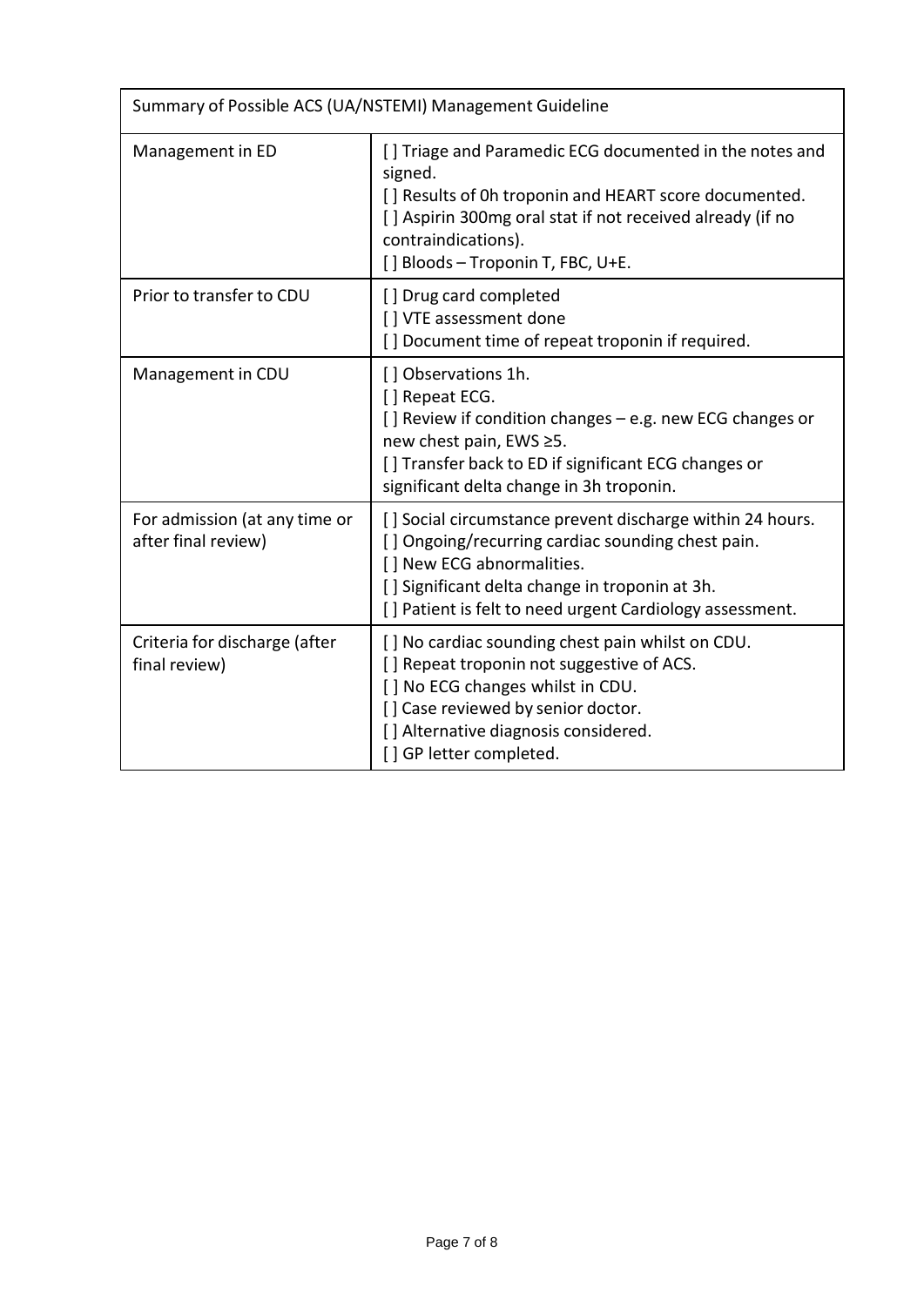| Summary of Possible ACS (UA/NSTEMI) Management Guideline | |
|---|---|
| Management in ED | [ ] Triage and Paramedic ECG documented in the notes and signed.<br>[ ] Results of 0h troponin and HEART score documented.<br>[ ] Aspirin 300mg oral stat if not received already (if no contraindications).<br>[ ] Bloods – Troponin T, FBC, U+E. |
| Prior to transfer to CDU | [ ] Drug card completed<br>[ ] VTE assessment done<br>[ ] Document time of repeat troponin if required. |
| Management in CDU | [ ] Observations 1h.<br>[ ] Repeat ECG.<br>[ ] Review if condition changes – e.g. new ECG changes or new chest pain, EWS ≥5.<br>[ ] Transfer back to ED if significant ECG changes or significant delta change in 3h troponin. |
| For admission (at any time or after final review) | [ ] Social circumstance prevent discharge within 24 hours.<br>[ ] Ongoing/recurring cardiac sounding chest pain.<br>[ ] New ECG abnormalities.<br>[ ] Significant delta change in troponin at 3h.<br>[ ] Patient is felt to need urgent Cardiology assessment. |
| Criteria for discharge (after final review) | [ ] No cardiac sounding chest pain whilst on CDU.<br>[ ] Repeat troponin not suggestive of ACS.<br>[ ] No ECG changes whilst in CDU.<br>[ ] Case reviewed by senior doctor.<br>[ ] Alternative diagnosis considered.<br>[ ] GP letter completed. |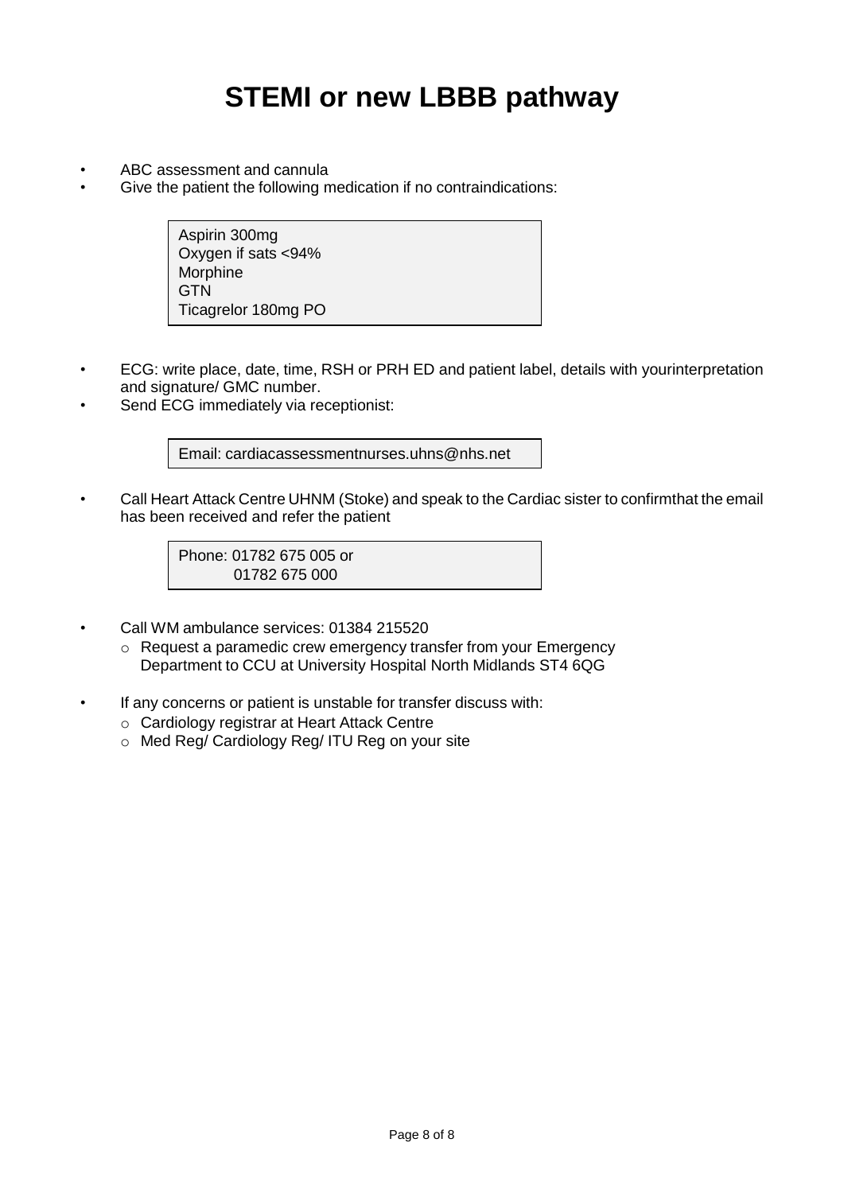# STEMI or new LBBB pathway

- ABC assessment and cannula
- Give the patient the following medication if no contraindications:

> Aspirin 300mg
> Oxygen if sats <94%
> Morphine
> GTN
> Ticagrelor 180mg PO

- ECG: write place, date, time, RSH or PRH ED and patient label, details with yourinterpretation and signature/ GMC number.
- Send ECG immediately via receptionist:

> Email: cardiacassessmentnurses.uhns@nhs.net

- Call Heart Attack Centre UHNM (Stoke) and speak to the Cardiac sister to confirmthat the email has been received and refer the patient

> Phone: 01782 675 005 or
> 01782 675 000

- Call WM ambulance services: 01384 215520
  - Request a paramedic crew emergency transfer from your Emergency Department to CCU at University Hospital North Midlands ST4 6QG
- If any concerns or patient is unstable for transfer discuss with:
  - Cardiology registrar at Heart Attack Centre
  - Med Reg/ Cardiology Reg/ ITU Reg on your site